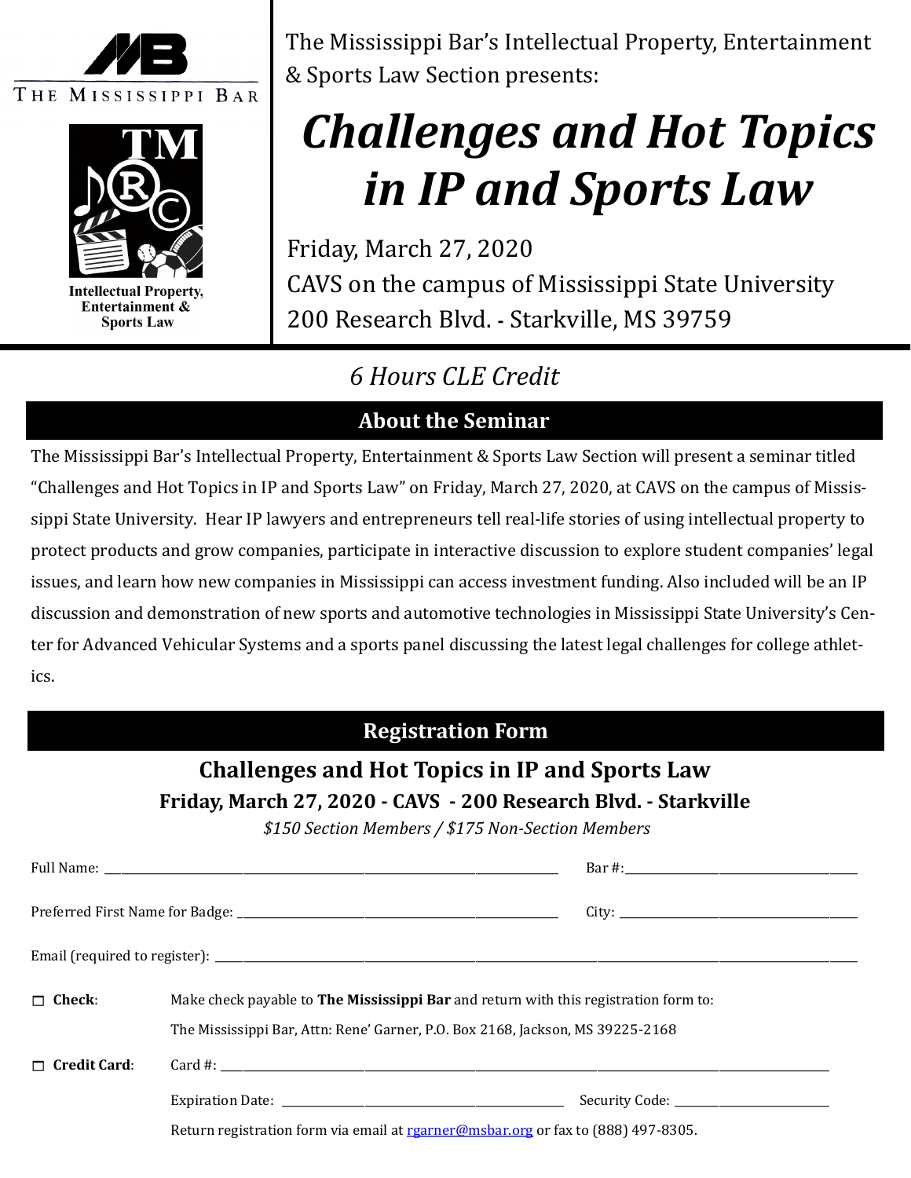THE MISSISSIPPI BAR

Intellectual Property, Entertainment & Sports Law

The Mississippi Bar's Intellectual Property, Entertainment & Sports Law Section presents:

# *Challenges and Hot Topics in IP and Sports Law*

Friday, March 27, 2020

CAVS on the campus of Mississippi State University

200 Research Blvd. - Starkville, MS 39759

*6 Hours CLE Credit*

## About the Seminar

The Mississippi Bar's Intellectual Property, Entertainment & Sports Law Section will present a seminar titled "Challenges and Hot Topics in IP and Sports Law" on Friday, March 27, 2020, at CAVS on the campus of Mississippi State University. Hear IP lawyers and entrepreneurs tell real-life stories of using intellectual property to protect products and grow companies, participate in interactive discussion to explore student companies' legal issues, and learn how new companies in Mississippi can access investment funding. Also included will be an IP discussion and demonstration of new sports and automotive technologies in Mississippi State University's Center for Advanced Vehicular Systems and a sports panel discussing the latest legal challenges for college athletics.

## Registration Form

### Challenges and Hot Topics in IP and Sports Law

**Friday, March 27, 2020 - CAVS - 200 Research Blvd. - Starkville**

*$150 Section Members / $175 Non-Section Members*

Full Name: ______________________________ Bar #: ______________________

Preferred First Name for Badge: ______________________ City: ______________________

Email (required to register): ______________________________________________

☐ **Check**: Make check payable to **The Mississippi Bar** and return with this registration form to:
The Mississippi Bar, Attn: Rene' Garner, P.O. Box 2168, Jackson, MS 39225-2168

☐ **Credit Card**: Card #: ______________________________________________

Expiration Date: ______________________ Security Code: ______________

Return registration form via email at rgarner@msbar.org or fax to (888) 497-8305.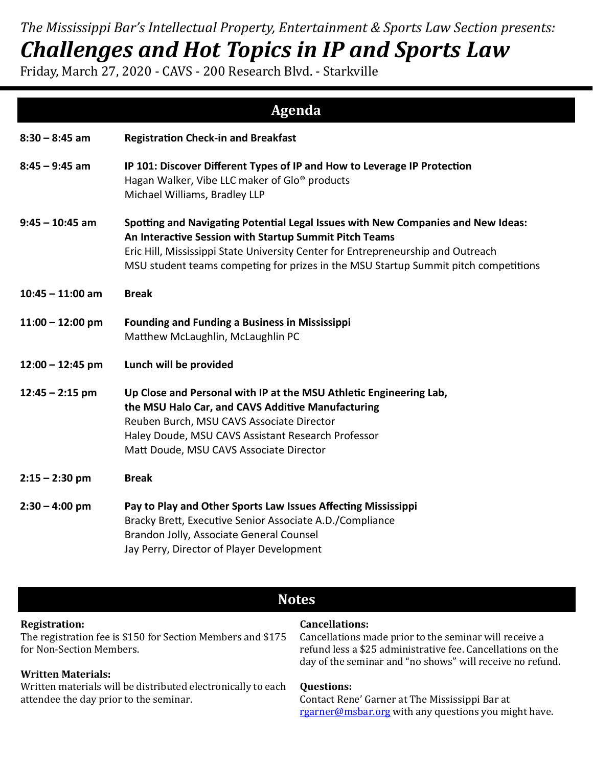*The Mississippi Bar's Intellectual Property, Entertainment & Sports Law Section presents:*

# *Challenges and Hot Topics in IP and Sports Law*

Friday, March 27, 2020 - CAVS - 200 Research Blvd. - Starkville

## Agenda

**8:30 – 8:45 am** **Registration Check-in and Breakfast**

**8:45 – 9:45 am** **IP 101: Discover Different Types of IP and How to Leverage IP Protection**
Hagan Walker, Vibe LLC maker of Glo® products
Michael Williams, Bradley LLP

**9:45 – 10:45 am** **Spotting and Navigating Potential Legal Issues with New Companies and New Ideas: An Interactive Session with Startup Summit Pitch Teams**
Eric Hill, Mississippi State University Center for Entrepreneurship and Outreach
MSU student teams competing for prizes in the MSU Startup Summit pitch competitions

**10:45 – 11:00 am** **Break**

**11:00 – 12:00 pm** **Founding and Funding a Business in Mississippi**
Matthew McLaughlin, McLaughlin PC

**12:00 – 12:45 pm** **Lunch will be provided**

**12:45 – 2:15 pm** **Up Close and Personal with IP at the MSU Athletic Engineering Lab, the MSU Halo Car, and CAVS Additive Manufacturing**
Reuben Burch, MSU CAVS Associate Director
Haley Doude, MSU CAVS Assistant Research Professor
Matt Doude, MSU CAVS Associate Director

**2:15 – 2:30 pm** **Break**

**2:30 – 4:00 pm** **Pay to Play and Other Sports Law Issues Affecting Mississippi**
Bracky Brett, Executive Senior Associate A.D./Compliance
Brandon Jolly, Associate General Counsel
Jay Perry, Director of Player Development

## Notes

**Registration:**
The registration fee is $150 for Section Members and $175 for Non-Section Members.

**Written Materials:**
Written materials will be distributed electronically to each attendee the day prior to the seminar.

**Cancellations:**
Cancellations made prior to the seminar will receive a refund less a $25 administrative fee. Cancellations on the day of the seminar and "no shows" will receive no refund.

**Questions:**
Contact Rene' Garner at The Mississippi Bar at rgarner@msbar.org with any questions you might have.